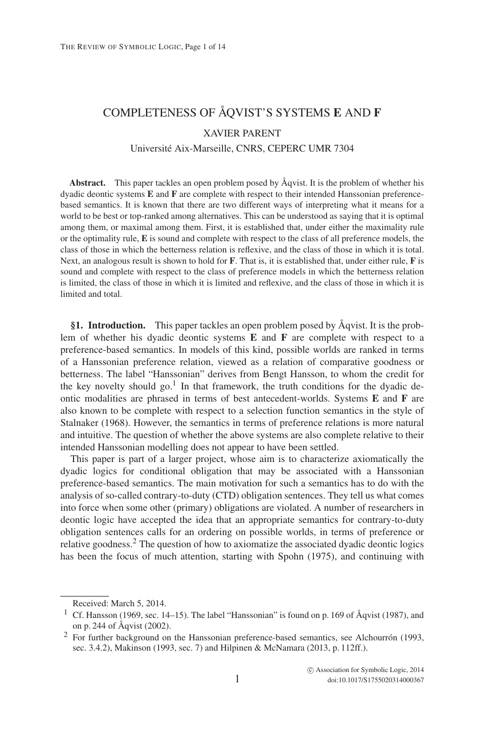# COMPLETENESS OF ÅQVIST'S SYSTEMS **E** AND **F**

XAVIER PARENT

Université Aix-Marseille, CNRS, CEPERC UMR 7304

**Abstract.** This paper tackles an open problem posed by Åqvist. It is the problem of whether his dyadic deontic systems **E** and **F** are complete with respect to their intended Hanssonian preference-based semantics. It is known that there are two different ways of interpreting what it means for a world to be best or top-ranked among alternatives. This can be understood as saying that it is optimal among them, or maximal among them. First, it is established that, under either the maximality rule or the optimality rule, **E** is sound and complete with respect to the class of all preference models, the class of those in which the betterness relation is reflexive, and the class of those in which it is total. Next, an analogous result is shown to hold for **F**. That is, it is established that, under either rule, **F** is sound and complete with respect to the class of preference models in which the betterness relation is limited, the class of those in which it is limited and reflexive, and the class of those in which it is limited and total.

## §1. Introduction.

This paper tackles an open problem posed by Åqvist. It is the problem of whether his dyadic deontic systems **E** and **F** are complete with respect to a preference-based semantics. In models of this kind, possible worlds are ranked in terms of a Hanssonian preference relation, viewed as a relation of comparative goodness or betterness. The label "Hanssonian" derives from Bengt Hansson, to whom the credit for the key novelty should go.[1] In that framework, the truth conditions for the dyadic deontic modalities are phrased in terms of best antecedent-worlds. Systems **E** and **F** are also known to be complete with respect to a selection function semantics in the style of Stalnaker (1968). However, the semantics in terms of preference relations is more natural and intuitive. The question of whether the above systems are also complete relative to their intended Hanssonian modelling does not appear to have been settled.

This paper is part of a larger project, whose aim is to characterize axiomatically the dyadic logics for conditional obligation that may be associated with a Hanssonian preference-based semantics. The main motivation for such a semantics has to do with the analysis of so-called contrary-to-duty (CTD) obligation sentences. They tell us what comes into force when some other (primary) obligations are violated. A number of researchers in deontic logic have accepted the idea that an appropriate semantics for contrary-to-duty obligation sentences calls for an ordering on possible worlds, in terms of preference or relative goodness.[2] The question of how to axiomatize the associated dyadic deontic logics has been the focus of much attention, starting with Spohn (1975), and continuing with

Received: March 5, 2014.

[1] Cf. Hansson (1969, sec. 14–15). The label "Hanssonian" is found on p. 169 of Åqvist (1987), and on p. 244 of Åqvist (2002).

[2] For further background on the Hanssonian preference-based semantics, see Alchourrón (1993, sec. 3.4.2), Makinson (1993, sec. 7) and Hilpinen & McNamara (2013, p. 112ff.).

© Association for Symbolic Logic, 2014
doi:10.1017/S1755020314000367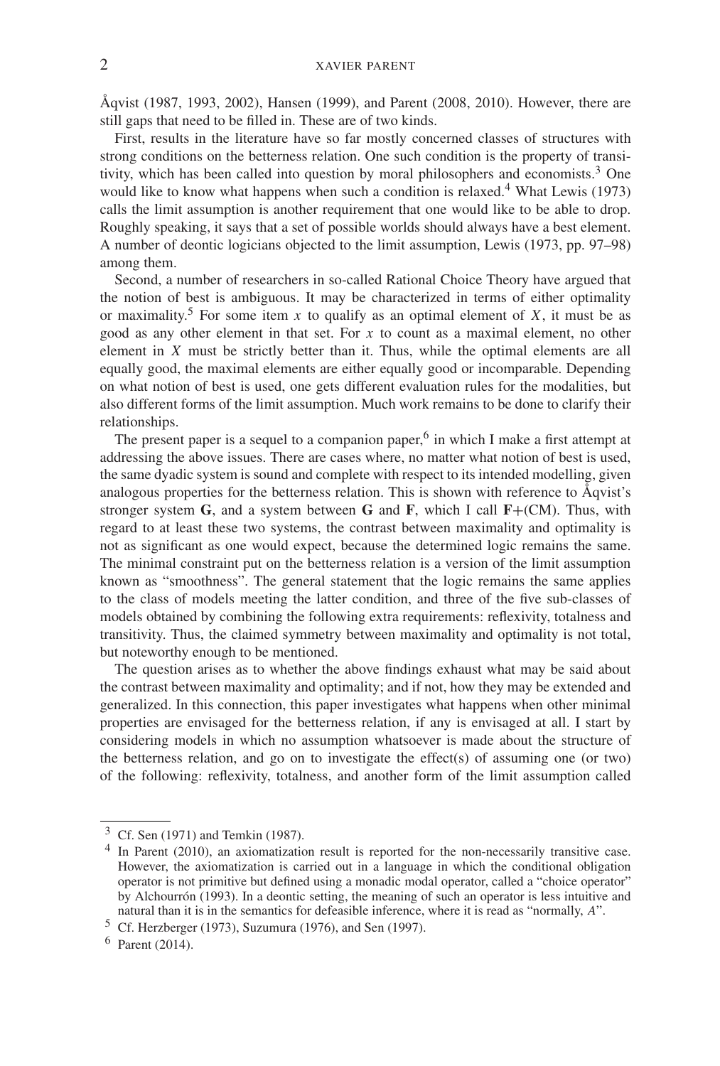Åqvist (1987, 1993, 2002), Hansen (1999), and Parent (2008, 2010). However, there are still gaps that need to be filled in. These are of two kinds.

First, results in the literature have so far mostly concerned classes of structures with strong conditions on the betterness relation. One such condition is the property of transitivity, which has been called into question by moral philosophers and economists.[3] One would like to know what happens when such a condition is relaxed.[4] What Lewis (1973) calls the limit assumption is another requirement that one would like to be able to drop. Roughly speaking, it says that a set of possible worlds should always have a best element. A number of deontic logicians objected to the limit assumption, Lewis (1973, pp. 97–98) among them.

Second, a number of researchers in so-called Rational Choice Theory have argued that the notion of best is ambiguous. It may be characterized in terms of either optimality or maximality.[5] For some item $x$ to qualify as an optimal element of $X$, it must be as good as any other element in that set. For $x$ to count as a maximal element, no other element in $X$ must be strictly better than it. Thus, while the optimal elements are all equally good, the maximal elements are either equally good or incomparable. Depending on what notion of best is used, one gets different evaluation rules for the modalities, but also different forms of the limit assumption. Much work remains to be done to clarify their relationships.

The present paper is a sequel to a companion paper,[6] in which I make a first attempt at addressing the above issues. There are cases where, no matter what notion of best is used, the same dyadic system is sound and complete with respect to its intended modelling, given analogous properties for the betterness relation. This is shown with reference to Åqvist's stronger system **G**, and a system between **G** and **F**, which I call **F**+(CM). Thus, with regard to at least these two systems, the contrast between maximality and optimality is not as significant as one would expect, because the determined logic remains the same. The minimal constraint put on the betterness relation is a version of the limit assumption known as "smoothness". The general statement that the logic remains the same applies to the class of models meeting the latter condition, and three of the five sub-classes of models obtained by combining the following extra requirements: reflexivity, totalness and transitivity. Thus, the claimed symmetry between maximality and optimality is not total, but noteworthy enough to be mentioned.

The question arises as to whether the above findings exhaust what may be said about the contrast between maximality and optimality; and if not, how they may be extended and generalized. In this connection, this paper investigates what happens when other minimal properties are envisaged for the betterness relation, if any is envisaged at all. I start by considering models in which no assumption whatsoever is made about the structure of the betterness relation, and go on to investigate the effect(s) of assuming one (or two) of the following: reflexivity, totalness, and another form of the limit assumption called

---

[3] Cf. Sen (1971) and Temkin (1987).

[4] In Parent (2010), an axiomatization result is reported for the non-necessarily transitive case. However, the axiomatization is carried out in a language in which the conditional obligation operator is not primitive but defined using a monadic modal operator, called a "choice operator" by Alchourrón (1993). In a deontic setting, the meaning of such an operator is less intuitive and natural than it is in the semantics for defeasible inference, where it is read as "normally, $A$".

[5] Cf. Herzberger (1973), Suzumura (1976), and Sen (1997).

[6] Parent (2014).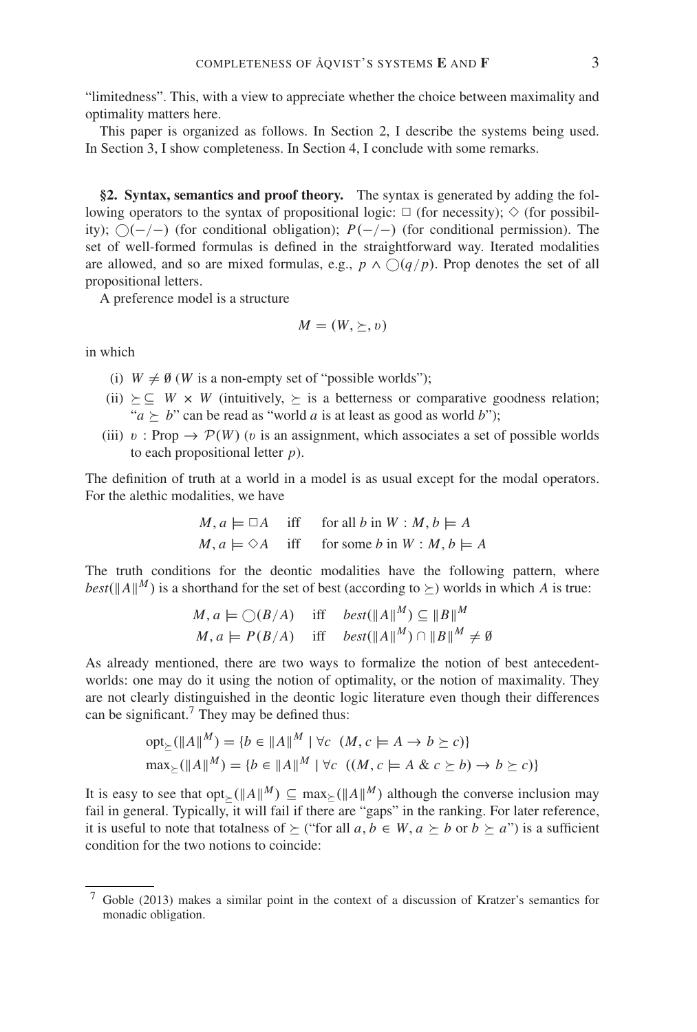"limitedness". This, with a view to appreciate whether the choice between maximality and optimality matters here.

This paper is organized as follows. In Section 2, I describe the systems being used. In Section 3, I show completeness. In Section 4, I conclude with some remarks.

## §2. Syntax, semantics and proof theory.

The syntax is generated by adding the following operators to the syntax of propositional logic: $\Box$ (for necessity); $\Diamond$ (for possibility); $\bigcirc(-/-)$ (for conditional obligation); $P(-/-)$ (for conditional permission). The set of well-formed formulas is defined in the straightforward way. Iterated modalities are allowed, and so are mixed formulas, e.g., $p \wedge \bigcirc(q/p)$. Prop denotes the set of all propositional letters.

A preference model is a structure

$$M = (W, \succeq, \upsilon)$$

in which

(i) $W \neq \emptyset$ ($W$ is a non-empty set of "possible worlds");

(ii) $\succeq \subseteq W \times W$ (intuitively, $\succeq$ is a betterness or comparative goodness relation; "$a \succeq b$" can be read as "world $a$ is at least as good as world $b$");

(iii) $\upsilon : \text{Prop} \rightarrow \mathcal{P}(W)$ ($\upsilon$ is an assignment, which associates a set of possible worlds to each propositional letter $p$).

The definition of truth at a world in a model is as usual except for the modal operators. For the alethic modalities, we have

$$M, a \models \Box A \quad \text{iff} \quad \text{for all } b \text{ in } W : M, b \models A$$
$$M, a \models \Diamond A \quad \text{iff} \quad \text{for some } b \text{ in } W : M, b \models A$$

The truth conditions for the deontic modalities have the following pattern, where $best(\|A\|^M)$ is a shorthand for the set of best (according to $\succeq$) worlds in which $A$ is true:

$$M, a \models \bigcirc(B/A) \quad \text{iff} \quad best(\|A\|^M) \subseteq \|B\|^M$$
$$M, a \models P(B/A) \quad \text{iff} \quad best(\|A\|^M) \cap \|B\|^M \neq \emptyset$$

As already mentioned, there are two ways to formalize the notion of best antecedent-worlds: one may do it using the notion of optimality, or the notion of maximality. They are not clearly distinguished in the deontic logic literature even though their differences can be significant.[7] They may be defined thus:

$$\text{opt}_{\succeq}(\|A\|^M) = \{b \in \|A\|^M \mid \forall c \ \ (M, c \models A \rightarrow b \succeq c)\}$$
$$\max_{\succeq}(\|A\|^M) = \{b \in \|A\|^M \mid \forall c \ \ ((M, c \models A \ \& \ c \succeq b) \rightarrow b \succeq c)\}$$

It is easy to see that $\text{opt}_{\succeq}(\|A\|^M) \subseteq \max_{\succeq}(\|A\|^M)$ although the converse inclusion may fail in general. Typically, it will fail if there are "gaps" in the ranking. For later reference, it is useful to note that totalness of $\succeq$ ("for all $a, b \in W$, $a \succeq b$ or $b \succeq a$") is a sufficient condition for the two notions to coincide:

[7] Goble (2013) makes a similar point in the context of a discussion of Kratzer's semantics for monadic obligation.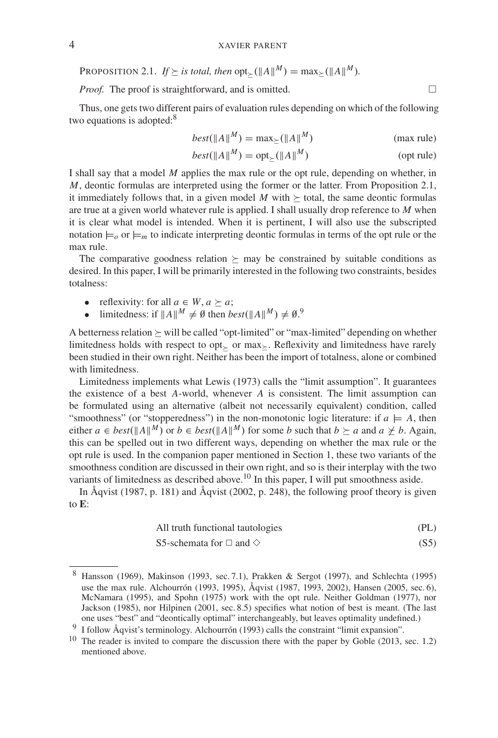PROPOSITION 2.1. *If $\succeq$ is total, then* $\text{opt}_{\succeq}(\|A\|^M) = \max_{\succeq}(\|A\|^M)$.

*Proof.* The proof is straightforward, and is omitted. $\square$

Thus, one gets two different pairs of evaluation rules depending on which of the following two equations is adopted:[8]

$$best(\|A\|^M) = \max_{\succeq}(\|A\|^M) \tag{max rule}$$

$$best(\|A\|^M) = \text{opt}_{\succeq}(\|A\|^M) \tag{opt rule}$$

I shall say that a model $M$ applies the max rule or the opt rule, depending on whether, in $M$, deontic formulas are interpreted using the former or the latter. From Proposition 2.1, it immediately follows that, in a given model $M$ with $\succeq$ total, the same deontic formulas are true at a given world whatever rule is applied. I shall usually drop reference to $M$ when it is clear what model is intended. When it is pertinent, I will also use the subscripted notation $\models_o$ or $\models_m$ to indicate interpreting deontic formulas in terms of the opt rule or the max rule.

The comparative goodness relation $\succeq$ may be constrained by suitable conditions as desired. In this paper, I will be primarily interested in the following two constraints, besides totalness:

- reflexivity: for all $a \in W, a \succeq a$;
- limitedness: if $\|A\|^M \neq \emptyset$ then $best(\|A\|^M) \neq \emptyset$.[9]

A betterness relation $\succeq$ will be called "opt-limited" or "max-limited" depending on whether limitedness holds with respect to $\text{opt}_{\succeq}$ or $\max_{\succeq}$. Reflexivity and limitedness have rarely been studied in their own right. Neither has been the import of totalness, alone or combined with limitedness.

Limitedness implements what Lewis (1973) calls the "limit assumption". It guarantees the existence of a best $A$-world, whenever $A$ is consistent. The limit assumption can be formulated using an alternative (albeit not necessarily equivalent) condition, called "smoothness" (or "stopperedness") in the non-monotonic logic literature: if $a \models A$, then either $a \in best(\|A\|^M)$ or $b \in best(\|A\|^M)$ for some $b$ such that $b \succeq a$ and $a \not\succeq b$. Again, this can be spelled out in two different ways, depending on whether the max rule or the opt rule is used. In the companion paper mentioned in Section 1, these two variants of the smoothness condition are discussed in their own right, and so is their interplay with the two variants of limitedness as described above.[10] In this paper, I will put smoothness aside.

In Åqvist (1987, p. 181) and Åqvist (2002, p. 248), the following proof theory is given to **E**:

All truth functional tautologies (PL)

S5-schemata for $\Box$ and $\Diamond$ (S5)

---

[8] Hansson (1969), Makinson (1993, sec. 7.1), Prakken & Sergot (1997), and Schlechta (1995) use the max rule. Alchourrón (1993, 1995), Åqvist (1987, 1993, 2002), Hansen (2005, sec. 6), McNamara (1995), and Spohn (1975) work with the opt rule. Neither Goldman (1977), nor Jackson (1985), nor Hilpinen (2001, sec. 8.5) specifies what notion of best is meant. (The last one uses "best" and "deontically optimal" interchangeably, but leaves optimality undefined.)

[9] I follow Åqvist's terminology. Alchourrón (1993) calls the constraint "limit expansion".

[10] The reader is invited to compare the discussion there with the paper by Goble (2013, sec. 1.2) mentioned above.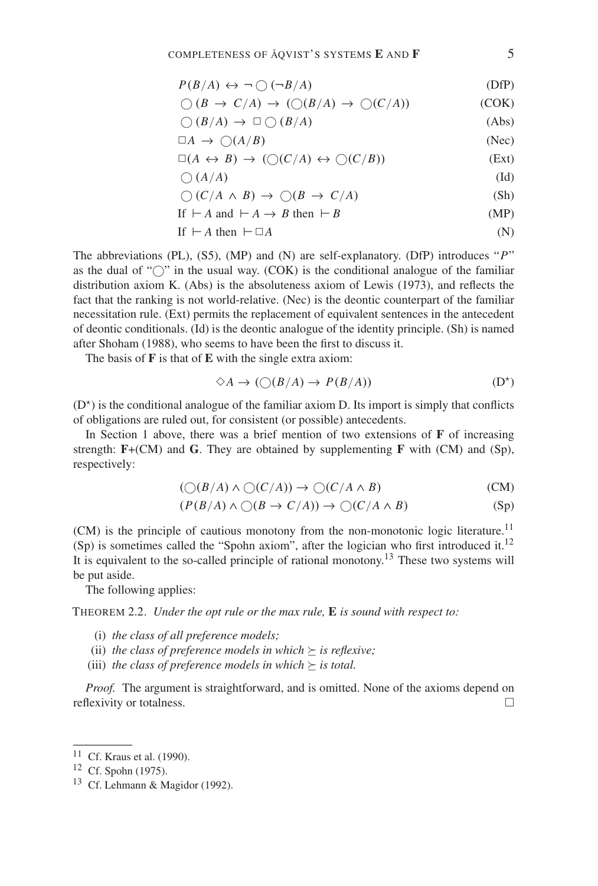$$P(B/A) \leftrightarrow \neg \bigcirc (\neg B/A) \tag{DfP}$$

$$\bigcirc (B \rightarrow C/A) \rightarrow (\bigcirc(B/A) \rightarrow \bigcirc(C/A)) \tag{COK}$$

$$\bigcirc (B/A) \rightarrow \Box \bigcirc (B/A) \tag{Abs}$$

$$\Box A \rightarrow \bigcirc(A/B) \tag{Nec}$$

$$\Box(A \leftrightarrow B) \rightarrow (\bigcirc(C/A) \leftrightarrow \bigcirc(C/B)) \tag{Ext}$$

$$\bigcirc (A/A) \tag{Id}$$

$$\bigcirc (C/A \wedge B) \rightarrow \bigcirc(B \rightarrow C/A) \tag{Sh}$$

$$\text{If } \vdash A \text{ and } \vdash A \rightarrow B \text{ then } \vdash B \tag{MP}$$

$$\text{If } \vdash A \text{ then } \vdash \Box A \tag{N}$$

The abbreviations (PL), (S5), (MP) and (N) are self-explanatory. (DfP) introduces "$P$" as the dual of "$\bigcirc$" in the usual way. (COK) is the conditional analogue of the familiar distribution axiom K. (Abs) is the absoluteness axiom of Lewis (1973), and reflects the fact that the ranking is not world-relative. (Nec) is the deontic counterpart of the familiar necessitation rule. (Ext) permits the replacement of equivalent sentences in the antecedent of deontic conditionals. (Id) is the deontic analogue of the identity principle. (Sh) is named after Shoham (1988), who seems to have been the first to discuss it.

The basis of **F** is that of **E** with the single extra axiom:

$$\Diamond A \rightarrow (\bigcirc(B/A) \rightarrow P(B/A)) \tag{D$^\star$}$$

(D$^\star$) is the conditional analogue of the familiar axiom D. Its import is simply that conflicts of obligations are ruled out, for consistent (or possible) antecedents.

In Section 1 above, there was a brief mention of two extensions of **F** of increasing strength: **F**+(CM) and **G**. They are obtained by supplementing **F** with (CM) and (Sp), respectively:

$$(\bigcirc(B/A) \wedge \bigcirc(C/A)) \rightarrow \bigcirc(C/A \wedge B) \tag{CM}$$

$$(P(B/A) \wedge \bigcirc(B \rightarrow C/A)) \rightarrow \bigcirc(C/A \wedge B) \tag{Sp}$$

(CM) is the principle of cautious monotony from the non-monotonic logic literature.[11] (Sp) is sometimes called the "Spohn axiom", after the logician who first introduced it.[12] It is equivalent to the so-called principle of rational monotony.[13] These two systems will be put aside.

The following applies:

THEOREM 2.2. *Under the opt rule or the max rule,* **E** *is sound with respect to:*

(i) *the class of all preference models;*
(ii) *the class of preference models in which $\succeq$ is reflexive;*
(iii) *the class of preference models in which $\succeq$ is total.*

*Proof.* The argument is straightforward, and is omitted. None of the axioms depend on reflexivity or totalness. □

---

[11] Cf. Kraus et al. (1990).

[12] Cf. Spohn (1975).

[13] Cf. Lehmann & Magidor (1992).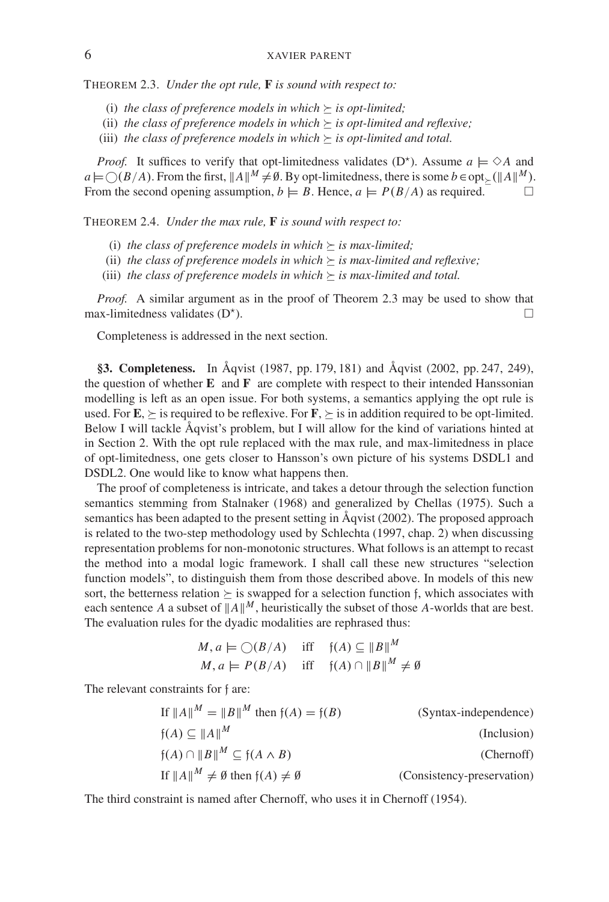THEOREM 2.3. *Under the opt rule,* **F** *is sound with respect to:*

(i) *the class of preference models in which* $\succeq$ *is opt-limited;*
(ii) *the class of preference models in which* $\succeq$ *is opt-limited and reflexive;*
(iii) *the class of preference models in which* $\succeq$ *is opt-limited and total.*

*Proof.* It suffices to verify that opt-limitedness validates (D$^\star$). Assume $a \models \Diamond A$ and $a \models \bigcirc(B/A)$. From the first, $\|A\|^M \neq \emptyset$. By opt-limitedness, there is some $b \in \mathrm{opt}_{\succeq}(\|A\|^M)$. From the second opening assumption, $b \models B$. Hence, $a \models P(B/A)$ as required. □

THEOREM 2.4. *Under the max rule,* **F** *is sound with respect to:*

(i) *the class of preference models in which* $\succeq$ *is max-limited;*
(ii) *the class of preference models in which* $\succeq$ *is max-limited and reflexive;*
(iii) *the class of preference models in which* $\succeq$ *is max-limited and total.*

*Proof.* A similar argument as in the proof of Theorem 2.3 may be used to show that max-limitedness validates (D$^\star$). □

Completeness is addressed in the next section.

**§3. Completeness.** In Åqvist (1987, pp. 179, 181) and Åqvist (2002, pp. 247, 249), the question of whether **E** and **F** are complete with respect to their intended Hanssonian modelling is left as an open issue. For both systems, a semantics applying the opt rule is used. For **E**, $\succeq$ is required to be reflexive. For **F**, $\succeq$ is in addition required to be opt-limited. Below I will tackle Åqvist's problem, but I will allow for the kind of variations hinted at in Section 2. With the opt rule replaced with the max rule, and max-limitedness in place of opt-limitedness, one gets closer to Hansson's own picture of his systems DSDL1 and DSDL2. One would like to know what happens then.

The proof of completeness is intricate, and takes a detour through the selection function semantics stemming from Stalnaker (1968) and generalized by Chellas (1975). Such a semantics has been adapted to the present setting in Åqvist (2002). The proposed approach is related to the two-step methodology used by Schlechta (1997, chap. 2) when discussing representation problems for non-monotonic structures. What follows is an attempt to recast the method into a modal logic framework. I shall call these new structures "selection function models", to distinguish them from those described above. In models of this new sort, the betterness relation $\succeq$ is swapped for a selection function $\mathfrak{f}$, which associates with each sentence $A$ a subset of $\|A\|^M$, heuristically the subset of those $A$-worlds that are best. The evaluation rules for the dyadic modalities are rephrased thus:

$$M, a \models \bigcirc(B/A) \quad \text{iff} \quad \mathfrak{f}(A) \subseteq \|B\|^M$$
$$M, a \models P(B/A) \quad \text{iff} \quad \mathfrak{f}(A) \cap \|B\|^M \neq \emptyset$$

The relevant constraints for $\mathfrak{f}$ are:

If $\|A\|^M = \|B\|^M$ then $\mathfrak{f}(A) = \mathfrak{f}(B)$ (Syntax-independence)

$\mathfrak{f}(A) \subseteq \|A\|^M$ (Inclusion)

$\mathfrak{f}(A) \cap \|B\|^M \subseteq \mathfrak{f}(A \wedge B)$ (Chernoff)

If $\|A\|^M \neq \emptyset$ then $\mathfrak{f}(A) \neq \emptyset$ (Consistency-preservation)

The third constraint is named after Chernoff, who uses it in Chernoff (1954).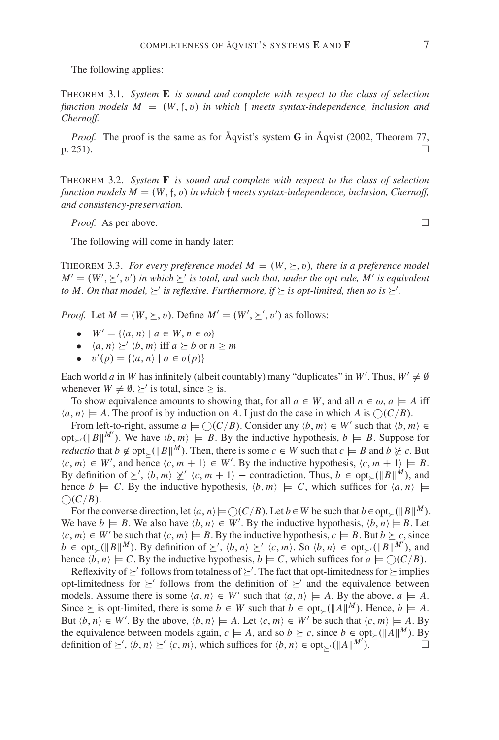The following applies:

THEOREM 3.1. *System* **E** *is sound and complete with respect to the class of selection function models* $M = (W, \mathfrak{f}, v)$ *in which* $\mathfrak{f}$ *meets syntax-independence, inclusion and Chernoff.*

*Proof.* The proof is the same as for Åqvist's system **G** in Åqvist (2002, Theorem 77, p. 251). □

THEOREM 3.2. *System* **F** *is sound and complete with respect to the class of selection function models* $M = (W, \mathfrak{f}, v)$ *in which* $\mathfrak{f}$ *meets syntax-independence, inclusion, Chernoff, and consistency-preservation.*

*Proof.* As per above. □

The following will come in handy later:

THEOREM 3.3. *For every preference model* $M = (W, \succeq, v)$*, there is a preference model* $M' = (W', \succeq', v')$ *in which* $\succeq'$ *is total, and such that, under the opt rule,* $M'$ *is equivalent to* $M$*. On that model,* $\succeq'$ *is reflexive. Furthermore, if* $\succeq$ *is opt-limited, then so is* $\succeq'$*.*

*Proof.* Let $M = (W, \succeq, v)$. Define $M' = (W', \succeq', v')$ as follows:

- $W' = \{\langle a, n\rangle \mid a \in W, n \in \omega\}$
- $\langle a, n\rangle \succeq' \langle b, m\rangle$ iff $a \succeq b$ or $n \geq m$
- $v'(p) = \{\langle a, n\rangle \mid a \in v(p)\}$

Each world $a$ in $W$ has infinitely (albeit countably) many "duplicates" in $W'$. Thus, $W' \neq \emptyset$ whenever $W \neq \emptyset$. $\succeq'$ is total, since $\geq$ is.

To show equivalence amounts to showing that, for all $a \in W$, and all $n \in \omega$, $a \models A$ iff $\langle a, n\rangle \models A$. The proof is by induction on $A$. I just do the case in which $A$ is $\bigcirc(C/B)$.

From left-to-right, assume $a \models \bigcirc(C/B)$. Consider any $\langle b, m\rangle \in W'$ such that $\langle b, m\rangle \in \text{opt}_{\succeq'}(\|B\|^{M'})$. We have $\langle b, m\rangle \models B$. By the inductive hypothesis, $b \models B$. Suppose for *reductio* that $b \notin \text{opt}_{\succeq}(\|B\|^{M})$. Then, there is some $c \in W$ such that $c \models B$ and $b \not\succeq c$. But $\langle c, m\rangle \in W'$, and hence $\langle c, m+1\rangle \in W'$. By the inductive hypothesis, $\langle c, m+1\rangle \models B$. By definition of $\succeq'$, $\langle b, m\rangle \not\succeq' \langle c, m+1\rangle$ – contradiction. Thus, $b \in \text{opt}_{\succeq}(\|B\|^{M})$, and hence $b \models C$. By the inductive hypothesis, $\langle b, m\rangle \models C$, which suffices for $\langle a, n\rangle \models \bigcirc(C/B)$.

For the converse direction, let $\langle a, n\rangle \models \bigcirc(C/B)$. Let $b \in W$ be such that $b \in \text{opt}_{\succeq}(\|B\|^{M})$. We have $b \models B$. We also have $\langle b, n\rangle \in W'$. By the inductive hypothesis, $\langle b, n\rangle \models B$. Let $\langle c, m\rangle \in W'$ be such that $\langle c, m\rangle \models B$. By the inductive hypothesis, $c \models B$. But $b \succeq c$, since $b \in \text{opt}_{\succeq}(\|B\|^{M})$. By definition of $\succeq'$, $\langle b, n\rangle \succeq' \langle c, m\rangle$. So $\langle b, n\rangle \in \text{opt}_{\succeq'}(\|B\|^{M'})$, and hence $\langle b, n\rangle \models C$. By the inductive hypothesis, $b \models C$, which suffices for $a \models \bigcirc(C/B)$.

Reflexivity of $\succeq'$ follows from totalness of $\succeq'$. The fact that opt-limitedness for $\succeq$ implies opt-limitedness for $\succeq'$ follows from the definition of $\succeq'$ and the equivalence between models. Assume there is some $\langle a, n\rangle \in W'$ such that $\langle a, n\rangle \models A$. By the above, $a \models A$. Since $\succeq$ is opt-limited, there is some $b \in W$ such that $b \in \text{opt}_{\succeq}(\|A\|^{M})$. Hence, $b \models A$. But $\langle b, n\rangle \in W'$. By the above, $\langle b, n\rangle \models A$. Let $\langle c, m\rangle \in W'$ be such that $\langle c, m\rangle \models A$. By the equivalence between models again, $c \models A$, and so $b \succeq c$, since $b \in \text{opt}_{\succeq}(\|A\|^{M})$. By definition of $\succeq'$, $\langle b, n\rangle \succeq' \langle c, m\rangle$, which suffices for $\langle b, n\rangle \in \text{opt}_{\succeq'}(\|A\|^{M'})$. □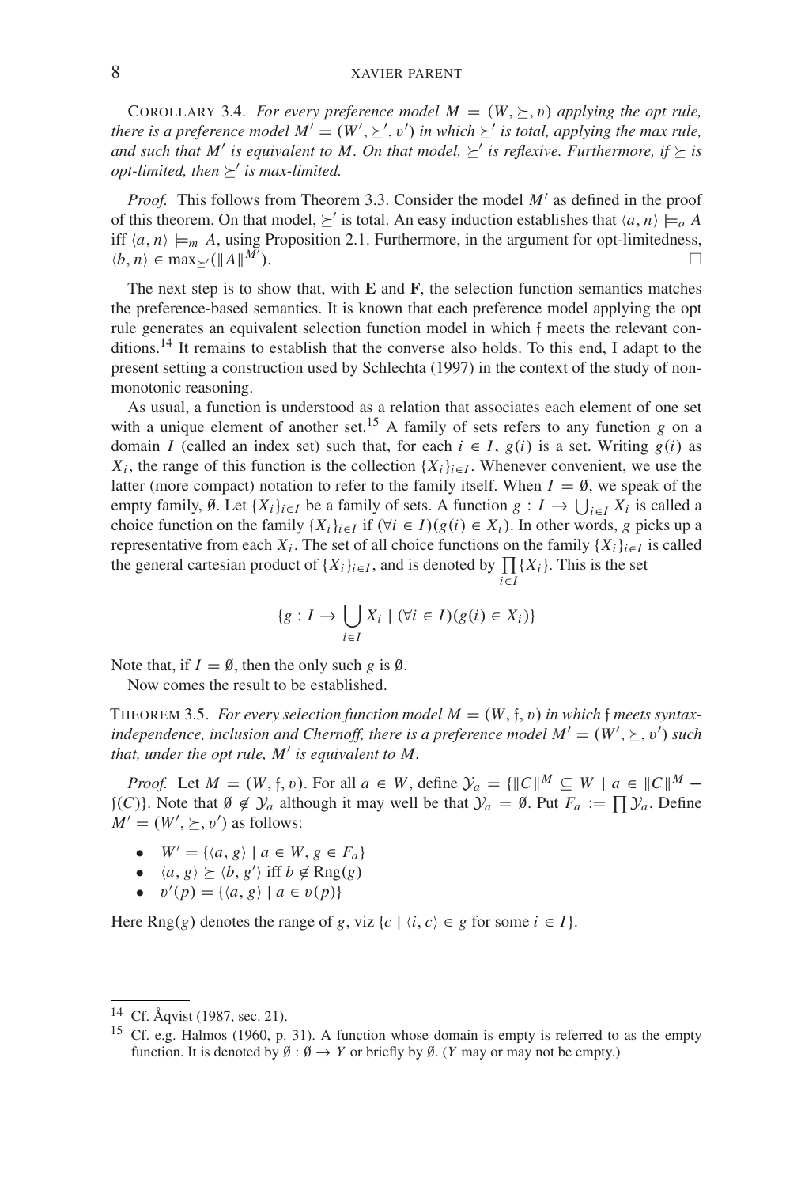COROLLARY 3.4. *For every preference model $M = (W, \succeq, v)$ applying the opt rule, there is a preference model $M' = (W', \succeq', v')$ in which $\succeq'$ is total, applying the max rule, and such that $M'$ is equivalent to $M$. On that model, $\succeq'$ is reflexive. Furthermore, if $\succeq$ is opt-limited, then $\succeq'$ is max-limited.*

*Proof.* This follows from Theorem 3.3. Consider the model $M'$ as defined in the proof of this theorem. On that model, $\succeq'$ is total. An easy induction establishes that $\langle a, n \rangle \models_o A$ iff $\langle a, n \rangle \models_m A$, using Proposition 2.1. Furthermore, in the argument for opt-limitedness, $\langle b, n \rangle \in \max_{\succeq'}(\|A\|^{M'})$. □

The next step is to show that, with **E** and **F**, the selection function semantics matches the preference-based semantics. It is known that each preference model applying the opt rule generates an equivalent selection function model in which $\mathfrak{f}$ meets the relevant conditions.[14] It remains to establish that the converse also holds. To this end, I adapt to the present setting a construction used by Schlechta (1997) in the context of the study of non-monotonic reasoning.

As usual, a function is understood as a relation that associates each element of one set with a unique element of another set.[15] A family of sets refers to any function $g$ on a domain $I$ (called an index set) such that, for each $i \in I$, $g(i)$ is a set. Writing $g(i)$ as $X_i$, the range of this function is the collection $\{X_i\}_{i \in I}$. Whenever convenient, we use the latter (more compact) notation to refer to the family itself. When $I = \emptyset$, we speak of the empty family, $\emptyset$. Let $\{X_i\}_{i \in I}$ be a family of sets. A function $g : I \to \bigcup_{i \in I} X_i$ is called a choice function on the family $\{X_i\}_{i \in I}$ if $(\forall i \in I)(g(i) \in X_i)$. In other words, $g$ picks up a representative from each $X_i$. The set of all choice functions on the family $\{X_i\}_{i \in I}$ is called the general cartesian product of $\{X_i\}_{i \in I}$, and is denoted by $\prod_{i \in I}\{X_i\}$. This is the set

$$\{g : I \to \bigcup_{i \in I} X_i \mid (\forall i \in I)(g(i) \in X_i)\}$$

Note that, if $I = \emptyset$, then the only such $g$ is $\emptyset$.

Now comes the result to be established.

THEOREM 3.5. *For every selection function model $M = (W, \mathfrak{f}, v)$ in which $\mathfrak{f}$ meets syntax-independence, inclusion and Chernoff, there is a preference model $M' = (W', \succeq, v')$ such that, under the opt rule, $M'$ is equivalent to $M$.*

*Proof.* Let $M = (W, \mathfrak{f}, v)$. For all $a \in W$, define $\mathcal{Y}_a = \{\|C\|^M \subseteq W \mid a \in \|C\|^M - \mathfrak{f}(C)\}$. Note that $\emptyset \notin \mathcal{Y}_a$ although it may well be that $\mathcal{Y}_a = \emptyset$. Put $F_a := \prod \mathcal{Y}_a$. Define $M' = (W', \succeq, v')$ as follows:

- $W' = \{\langle a, g \rangle \mid a \in W, g \in F_a\}$
- $\langle a, g \rangle \succeq \langle b, g' \rangle$ iff $b \notin \text{Rng}(g)$
- $v'(p) = \{\langle a, g \rangle \mid a \in v(p)\}$

Here $\text{Rng}(g)$ denotes the range of $g$, viz $\{c \mid \langle i, c \rangle \in g \text{ for some } i \in I\}$.

---

[14] Cf. Åqvist (1987, sec. 21).

[15] Cf. e.g. Halmos (1960, p. 31). A function whose domain is empty is referred to as the empty function. It is denoted by $\emptyset : \emptyset \to Y$ or briefly by $\emptyset$. ($Y$ may or may not be empty.)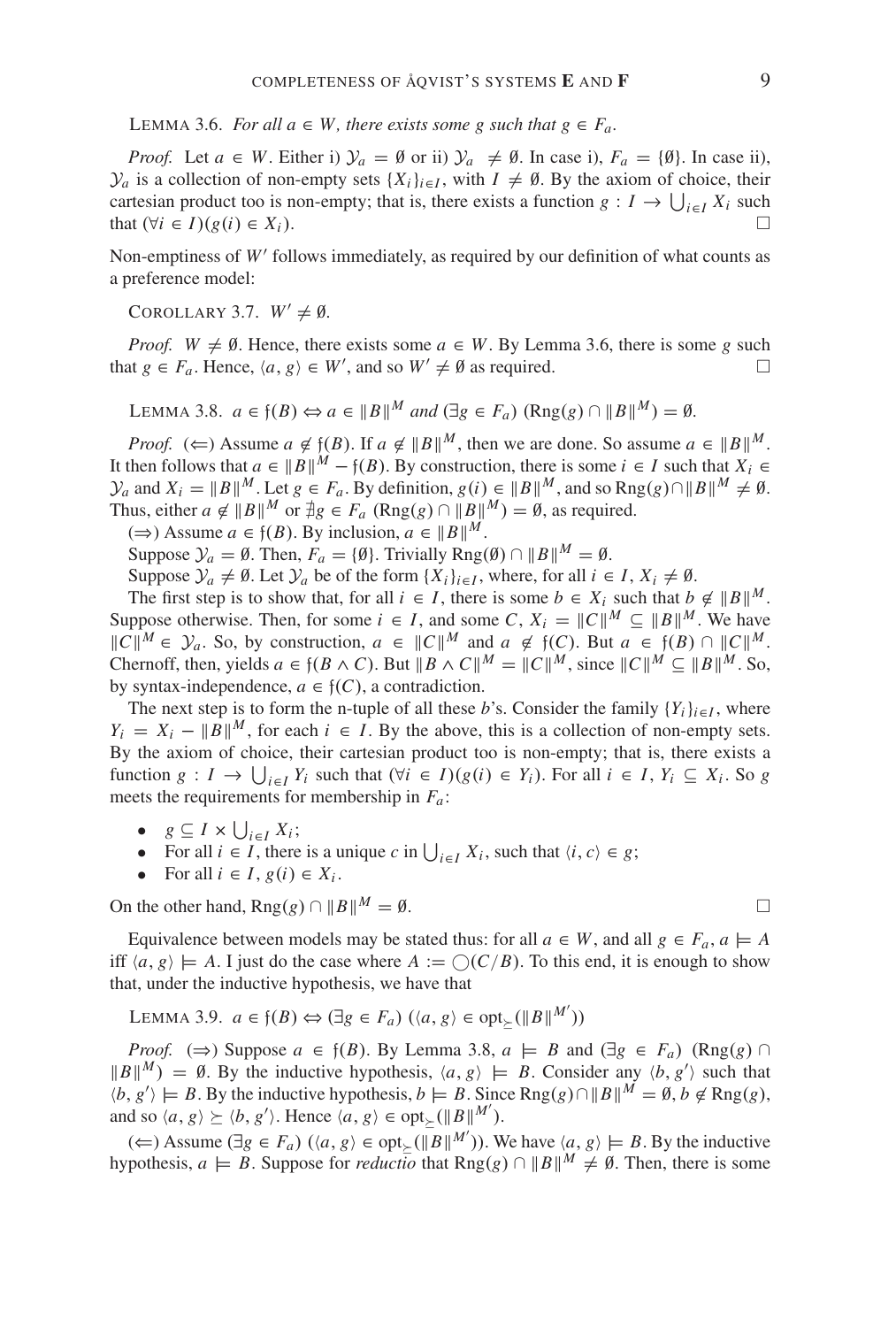LEMMA 3.6. *For all $a \in W$, there exists some $g$ such that $g \in F_a$.*

*Proof.* Let $a \in W$. Either i) $\mathcal{Y}_a = \emptyset$ or ii) $\mathcal{Y}_a \neq \emptyset$. In case i), $F_a = \{\emptyset\}$. In case ii), $\mathcal{Y}_a$ is a collection of non-empty sets $\{X_i\}_{i \in I}$, with $I \neq \emptyset$. By the axiom of choice, their cartesian product too is non-empty; that is, there exists a function $g : I \to \bigcup_{i \in I} X_i$ such that $(\forall i \in I)(g(i) \in X_i)$. □

Non-emptiness of $W'$ follows immediately, as required by our definition of what counts as a preference model:

COROLLARY 3.7. $W' \neq \emptyset$.

*Proof.* $W \neq \emptyset$. Hence, there exists some $a \in W$. By Lemma 3.6, there is some $g$ such that $g \in F_a$. Hence, $\langle a, g \rangle \in W'$, and so $W' \neq \emptyset$ as required. □

LEMMA 3.8. $a \in \mathfrak{f}(B) \Leftrightarrow a \in \|B\|^M$ *and* $(\exists g \in F_a)$ $(\mathrm{Rng}(g) \cap \|B\|^M) = \emptyset$.

*Proof.* ($\Leftarrow$) Assume $a \notin \mathfrak{f}(B)$. If $a \notin \|B\|^M$, then we are done. So assume $a \in \|B\|^M$. It then follows that $a \in \|B\|^M - \mathfrak{f}(B)$. By construction, there is some $i \in I$ such that $X_i \in \mathcal{Y}_a$ and $X_i = \|B\|^M$. Let $g \in F_a$. By definition, $g(i) \in \|B\|^M$, and so $\mathrm{Rng}(g) \cap \|B\|^M \neq \emptyset$. Thus, either $a \notin \|B\|^M$ or $\nexists g \in F_a$ $(\mathrm{Rng}(g) \cap \|B\|^M) = \emptyset$, as required.

($\Rightarrow$) Assume $a \in \mathfrak{f}(B)$. By inclusion, $a \in \|B\|^M$.

Suppose $\mathcal{Y}_a = \emptyset$. Then, $F_a = \{\emptyset\}$. Trivially $\mathrm{Rng}(\emptyset) \cap \|B\|^M = \emptyset$.

Suppose $\mathcal{Y}_a \neq \emptyset$. Let $\mathcal{Y}_a$ be of the form $\{X_i\}_{i \in I}$, where, for all $i \in I$, $X_i \neq \emptyset$.

The first step is to show that, for all $i \in I$, there is some $b \in X_i$ such that $b \notin \|B\|^M$. Suppose otherwise. Then, for some $i \in I$, and some $C$, $X_i = \|C\|^M \subseteq \|B\|^M$. We have $\|C\|^M \in \mathcal{Y}_a$. So, by construction, $a \in \|C\|^M$ and $a \notin \mathfrak{f}(C)$. But $a \in \mathfrak{f}(B) \cap \|C\|^M$. Chernoff, then, yields $a \in \mathfrak{f}(B \wedge C)$. But $\|B \wedge C\|^M = \|C\|^M$, since $\|C\|^M \subseteq \|B\|^M$. So, by syntax-independence, $a \in \mathfrak{f}(C)$, a contradiction.

The next step is to form the n-tuple of all these $b$'s. Consider the family $\{Y_i\}_{i \in I}$, where $Y_i = X_i - \|B\|^M$, for each $i \in I$. By the above, this is a collection of non-empty sets. By the axiom of choice, their cartesian product too is non-empty; that is, there exists a function $g : I \to \bigcup_{i \in I} Y_i$ such that $(\forall i \in I)(g(i) \in Y_i)$. For all $i \in I$, $Y_i \subseteq X_i$. So $g$ meets the requirements for membership in $F_a$:

- $g \subseteq I \times \bigcup_{i \in I} X_i$;
- For all $i \in I$, there is a unique $c$ in $\bigcup_{i \in I} X_i$, such that $\langle i, c \rangle \in g$;
- For all $i \in I$, $g(i) \in X_i$.

On the other hand, $\mathrm{Rng}(g) \cap \|B\|^M = \emptyset$. □

Equivalence between models may be stated thus: for all $a \in W$, and all $g \in F_a$, $a \models A$ iff $\langle a, g \rangle \models A$. I just do the case where $A := \bigcirc(C/B)$. To this end, it is enough to show that, under the inductive hypothesis, we have that

LEMMA 3.9. $a \in \mathfrak{f}(B) \Leftrightarrow (\exists g \in F_a)$ $(\langle a, g \rangle \in \mathrm{opt}_{\succeq}(\|B\|^{M'}))$

*Proof.* ($\Rightarrow$) Suppose $a \in \mathfrak{f}(B)$. By Lemma 3.8, $a \models B$ and $(\exists g \in F_a)$ $(\mathrm{Rng}(g) \cap \|B\|^M) = \emptyset$. By the inductive hypothesis, $\langle a, g \rangle \models B$. Consider any $\langle b, g' \rangle$ such that $\langle b, g' \rangle \models B$. By the inductive hypothesis, $b \models B$. Since $\mathrm{Rng}(g) \cap \|B\|^M = \emptyset$, $b \notin \mathrm{Rng}(g)$, and so $\langle a, g \rangle \succeq \langle b, g' \rangle$. Hence $\langle a, g \rangle \in \mathrm{opt}_{\succeq}(\|B\|^{M'})$.

($\Leftarrow$) Assume $(\exists g \in F_a)$ $(\langle a, g \rangle \in \mathrm{opt}_{\succeq}(\|B\|^{M'}))$. We have $\langle a, g \rangle \models B$. By the inductive hypothesis, $a \models B$. Suppose for *reductio* that $\mathrm{Rng}(g) \cap \|B\|^M \neq \emptyset$. Then, there is some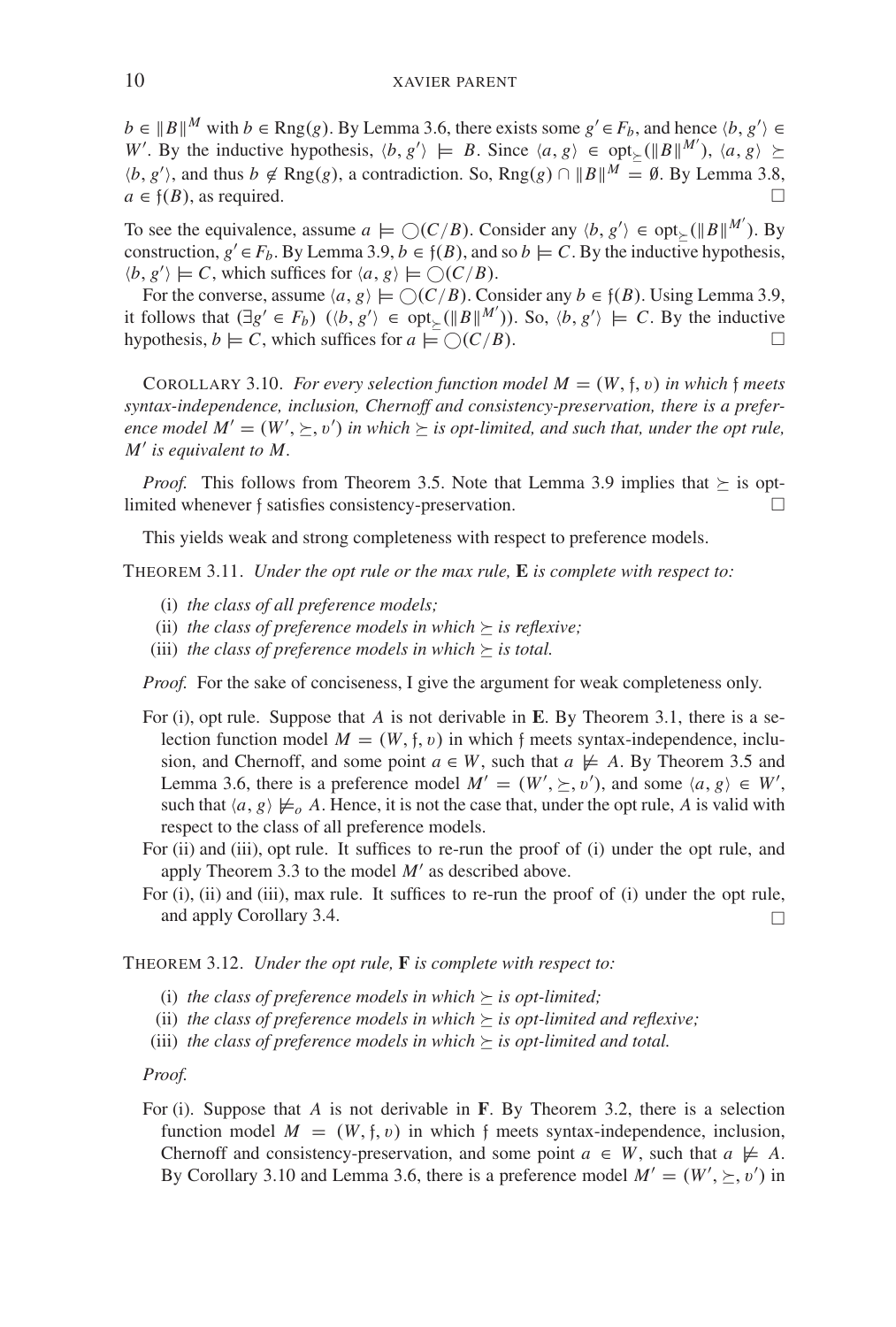$b \in \|B\|^M$ with $b \in \text{Rng}(g)$. By Lemma 3.6, there exists some $g' \in F_b$, and hence $\langle b, g'\rangle \in W'$. By the inductive hypothesis, $\langle b, g'\rangle \models B$. Since $\langle a, g\rangle \in \text{opt}_{\succeq}(\|B\|^{M'})$, $\langle a, g\rangle \succeq \langle b, g'\rangle$, and thus $b \notin \text{Rng}(g)$, a contradiction. So, $\text{Rng}(g) \cap \|B\|^M = \emptyset$. By Lemma 3.8, $a \in \mathfrak{f}(B)$, as required. □

To see the equivalence, assume $a \models \bigcirc(C/B)$. Consider any $\langle b, g'\rangle \in \text{opt}_{\succeq}(\|B\|^{M'})$. By construction, $g' \in F_b$. By Lemma 3.9, $b \in \mathfrak{f}(B)$, and so $b \models C$. By the inductive hypothesis, $\langle b, g'\rangle \models C$, which suffices for $\langle a, g\rangle \models \bigcirc(C/B)$.

For the converse, assume $\langle a, g\rangle \models \bigcirc(C/B)$. Consider any $b \in \mathfrak{f}(B)$. Using Lemma 3.9, it follows that $(\exists g' \in F_b)$ $(\langle b, g'\rangle \in \text{opt}_{\succeq}(\|B\|^{M'}))$. So, $\langle b, g'\rangle \models C$. By the inductive hypothesis, $b \models C$, which suffices for $a \models \bigcirc(C/B)$. □

COROLLARY 3.10. *For every selection function model $M = (W, \mathfrak{f}, v)$ in which $\mathfrak{f}$ meets syntax-independence, inclusion, Chernoff and consistency-preservation, there is a preference model $M' = (W', \succeq, v')$ in which $\succeq$ is opt-limited, and such that, under the opt rule, $M'$ is equivalent to $M$.*

*Proof.* This follows from Theorem 3.5. Note that Lemma 3.9 implies that $\succeq$ is opt-limited whenever $\mathfrak{f}$ satisfies consistency-preservation. □

This yields weak and strong completeness with respect to preference models.

THEOREM 3.11. *Under the opt rule or the max rule,* **E** *is complete with respect to:*

(i) *the class of all preference models;*
(ii) *the class of preference models in which $\succeq$ is reflexive;*
(iii) *the class of preference models in which $\succeq$ is total.*

*Proof.* For the sake of conciseness, I give the argument for weak completeness only.

For (i), opt rule. Suppose that $A$ is not derivable in **E**. By Theorem 3.1, there is a selection function model $M = (W, \mathfrak{f}, v)$ in which $\mathfrak{f}$ meets syntax-independence, inclusion, and Chernoff, and some point $a \in W$, such that $a \not\models A$. By Theorem 3.5 and Lemma 3.6, there is a preference model $M' = (W', \succeq, v')$, and some $\langle a, g\rangle \in W'$, such that $\langle a, g\rangle \not\models_o A$. Hence, it is not the case that, under the opt rule, $A$ is valid with respect to the class of all preference models.

For (ii) and (iii), opt rule. It suffices to re-run the proof of (i) under the opt rule, and apply Theorem 3.3 to the model $M'$ as described above.

For (i), (ii) and (iii), max rule. It suffices to re-run the proof of (i) under the opt rule, and apply Corollary 3.4. □

THEOREM 3.12. *Under the opt rule,* **F** *is complete with respect to:*

(i) *the class of preference models in which $\succeq$ is opt-limited;*
(ii) *the class of preference models in which $\succeq$ is opt-limited and reflexive;*
(iii) *the class of preference models in which $\succeq$ is opt-limited and total.*

*Proof.*

For (i). Suppose that $A$ is not derivable in **F**. By Theorem 3.2, there is a selection function model $M = (W, \mathfrak{f}, v)$ in which $\mathfrak{f}$ meets syntax-independence, inclusion, Chernoff and consistency-preservation, and some point $a \in W$, such that $a \not\models A$. By Corollary 3.10 and Lemma 3.6, there is a preference model $M' = (W', \succeq, v')$ in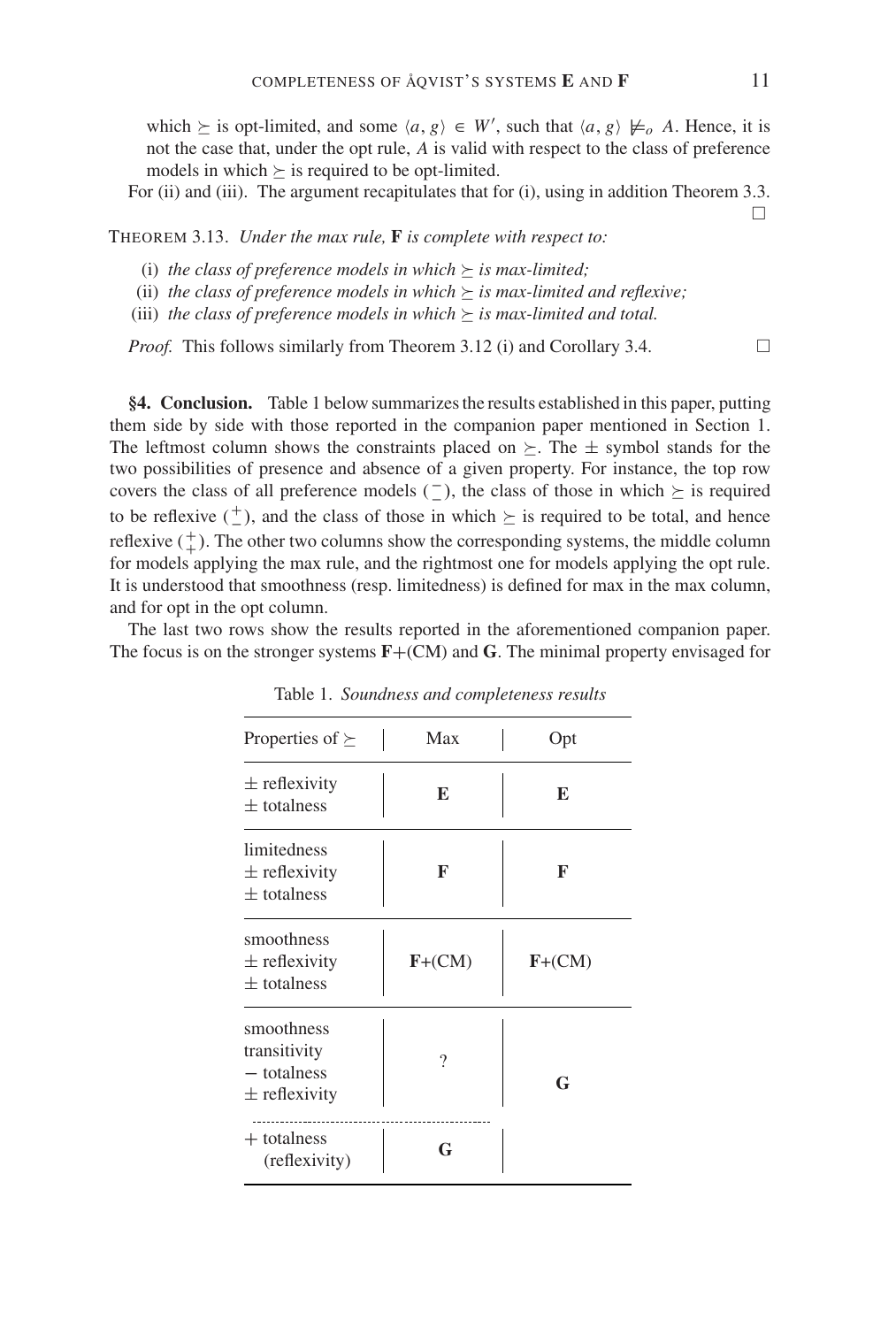which $\succeq$ is opt-limited, and some $\langle a, g\rangle \in W'$, such that $\langle a, g\rangle \not\models_o A$. Hence, it is not the case that, under the opt rule, $A$ is valid with respect to the class of preference models in which $\succeq$ is required to be opt-limited.

For (ii) and (iii). The argument recapitulates that for (i), using in addition Theorem 3.3. □

THEOREM 3.13. *Under the max rule,* **F** *is complete with respect to:*

(i) *the class of preference models in which $\succeq$ is max-limited;*
(ii) *the class of preference models in which $\succeq$ is max-limited and reflexive;*
(iii) *the class of preference models in which $\succeq$ is max-limited and total.*

*Proof.* This follows similarly from Theorem 3.12 (i) and Corollary 3.4. □

**§4. Conclusion.** Table 1 below summarizes the results established in this paper, putting them side by side with those reported in the companion paper mentioned in Section 1. The leftmost column shows the constraints placed on $\succeq$. The $\pm$ symbol stands for the two possibilities of presence and absence of a given property. For instance, the top row covers the class of all preference models ($^{-}_{-}$), the class of those in which $\succeq$ is required to be reflexive ($^{+}_{-}$), and the class of those in which $\succeq$ is required to be total, and hence reflexive ($^{+}_{+}$). The other two columns show the corresponding systems, the middle column for models applying the max rule, and the rightmost one for models applying the opt rule. It is understood that smoothness (resp. limitedness) is defined for max in the max column, and for opt in the opt column.

The last two rows show the results reported in the aforementioned companion paper. The focus is on the stronger systems **F**+(CM) and **G**. The minimal property envisaged for

Table 1. *Soundness and completeness results*

| Properties of $\succeq$ | Max | Opt |
|---|---|---|
| $\pm$ reflexivity<br>$\pm$ totalness | **E** | **E** |
| limitedness<br>$\pm$ reflexivity<br>$\pm$ totalness | **F** | **F** |
| smoothness<br>$\pm$ reflexivity<br>$\pm$ totalness | **F**+(CM) | **F**+(CM) |
| smoothness<br>transitivity<br>$-$ totalness<br>$\pm$ reflexivity | ? | **G** |
| $+$ totalness<br>(reflexivity) | **G** | |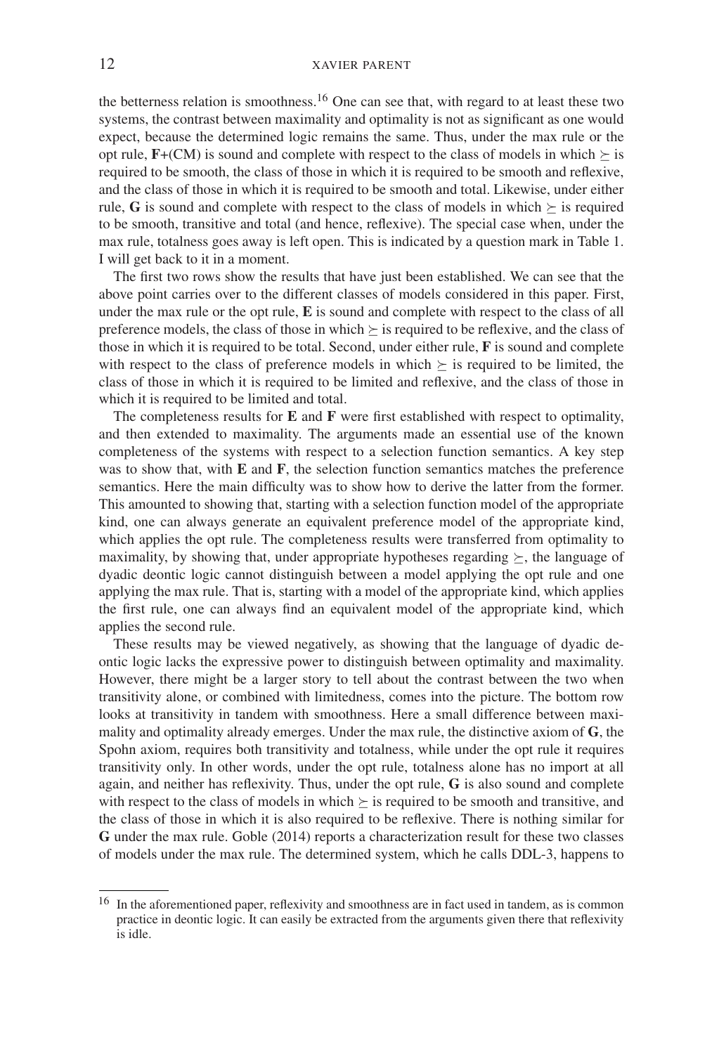the betterness relation is smoothness.[16] One can see that, with regard to at least these two systems, the contrast between maximality and optimality is not as significant as one would expect, because the determined logic remains the same. Thus, under the max rule or the opt rule, **F**+(CM) is sound and complete with respect to the class of models in which $\succeq$ is required to be smooth, the class of those in which it is required to be smooth and reflexive, and the class of those in which it is required to be smooth and total. Likewise, under either rule, **G** is sound and complete with respect to the class of models in which $\succeq$ is required to be smooth, transitive and total (and hence, reflexive). The special case when, under the max rule, totalness goes away is left open. This is indicated by a question mark in Table 1. I will get back to it in a moment.

The first two rows show the results that have just been established. We can see that the above point carries over to the different classes of models considered in this paper. First, under the max rule or the opt rule, **E** is sound and complete with respect to the class of all preference models, the class of those in which $\succeq$ is required to be reflexive, and the class of those in which it is required to be total. Second, under either rule, **F** is sound and complete with respect to the class of preference models in which $\succeq$ is required to be limited, the class of those in which it is required to be limited and reflexive, and the class of those in which it is required to be limited and total.

The completeness results for **E** and **F** were first established with respect to optimality, and then extended to maximality. The arguments made an essential use of the known completeness of the systems with respect to a selection function semantics. A key step was to show that, with **E** and **F**, the selection function semantics matches the preference semantics. Here the main difficulty was to show how to derive the latter from the former. This amounted to showing that, starting with a selection function model of the appropriate kind, one can always generate an equivalent preference model of the appropriate kind, which applies the opt rule. The completeness results were transferred from optimality to maximality, by showing that, under appropriate hypotheses regarding $\succeq$, the language of dyadic deontic logic cannot distinguish between a model applying the opt rule and one applying the max rule. That is, starting with a model of the appropriate kind, which applies the first rule, one can always find an equivalent model of the appropriate kind, which applies the second rule.

These results may be viewed negatively, as showing that the language of dyadic deontic logic lacks the expressive power to distinguish between optimality and maximality. However, there might be a larger story to tell about the contrast between the two when transitivity alone, or combined with limitedness, comes into the picture. The bottom row looks at transitivity in tandem with smoothness. Here a small difference between maximality and optimality already emerges. Under the max rule, the distinctive axiom of **G**, the Spohn axiom, requires both transitivity and totalness, while under the opt rule it requires transitivity only. In other words, under the opt rule, totalness alone has no import at all again, and neither has reflexivity. Thus, under the opt rule, **G** is also sound and complete with respect to the class of models in which $\succeq$ is required to be smooth and transitive, and the class of those in which it is also required to be reflexive. There is nothing similar for **G** under the max rule. Goble (2014) reports a characterization result for these two classes of models under the max rule. The determined system, which he calls DDL-3, happens to

[16] In the aforementioned paper, reflexivity and smoothness are in fact used in tandem, as is common practice in deontic logic. It can easily be extracted from the arguments given there that reflexivity is idle.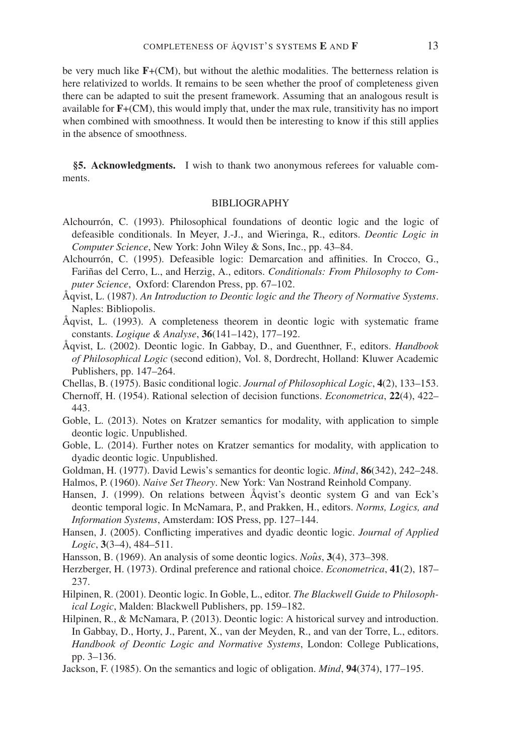be very much like **F**+(CM), but without the alethic modalities. The betterness relation is here relativized to worlds. It remains to be seen whether the proof of completeness given there can be adapted to suit the present framework. Assuming that an analogous result is available for **F**+(CM), this would imply that, under the max rule, transitivity has no import when combined with smoothness. It would then be interesting to know if this still applies in the absence of smoothness.

**§5. Acknowledgments.** I wish to thank two anonymous referees for valuable comments.

## BIBLIOGRAPHY

Alchourrón, C. (1993). Philosophical foundations of deontic logic and the logic of defeasible conditionals. In Meyer, J.-J., and Wieringa, R., editors. *Deontic Logic in Computer Science*, New York: John Wiley & Sons, Inc., pp. 43–84.

Alchourrón, C. (1995). Defeasible logic: Demarcation and affinities. In Crocco, G., Fariñas del Cerro, L., and Herzig, A., editors. *Conditionals: From Philosophy to Computer Science*, Oxford: Clarendon Press, pp. 67–102.

Åqvist, L. (1987). *An Introduction to Deontic logic and the Theory of Normative Systems*. Naples: Bibliopolis.

Åqvist, L. (1993). A completeness theorem in deontic logic with systematic frame constants. *Logique & Analyse*, **36**(141–142), 177–192.

Åqvist, L. (2002). Deontic logic. In Gabbay, D., and Guenthner, F., editors. *Handbook of Philosophical Logic* (second edition), Vol. 8, Dordrecht, Holland: Kluwer Academic Publishers, pp. 147–264.

Chellas, B. (1975). Basic conditional logic. *Journal of Philosophical Logic*, **4**(2), 133–153.

Chernoff, H. (1954). Rational selection of decision functions. *Econometrica*, **22**(4), 422–443.

Goble, L. (2013). Notes on Kratzer semantics for modality, with application to simple deontic logic. Unpublished.

Goble, L. (2014). Further notes on Kratzer semantics for modality, with application to dyadic deontic logic. Unpublished.

Goldman, H. (1977). David Lewis's semantics for deontic logic. *Mind*, **86**(342), 242–248.

Halmos, P. (1960). *Naive Set Theory*. New York: Van Nostrand Reinhold Company.

Hansen, J. (1999). On relations between Åqvist's deontic system G and van Eck's deontic temporal logic. In McNamara, P., and Prakken, H., editors. *Norms, Logics, and Information Systems*, Amsterdam: IOS Press, pp. 127–144.

Hansen, J. (2005). Conflicting imperatives and dyadic deontic logic. *Journal of Applied Logic*, **3**(3–4), 484–511.

Hansson, B. (1969). An analysis of some deontic logics. *Noûs*, **3**(4), 373–398.

Herzberger, H. (1973). Ordinal preference and rational choice. *Econometrica*, **41**(2), 187–237.

Hilpinen, R. (2001). Deontic logic. In Goble, L., editor. *The Blackwell Guide to Philosophical Logic*, Malden: Blackwell Publishers, pp. 159–182.

Hilpinen, R., & McNamara, P. (2013). Deontic logic: A historical survey and introduction. In Gabbay, D., Horty, J., Parent, X., van der Meyden, R., and van der Torre, L., editors. *Handbook of Deontic Logic and Normative Systems*, London: College Publications, pp. 3–136.

Jackson, F. (1985). On the semantics and logic of obligation. *Mind*, **94**(374), 177–195.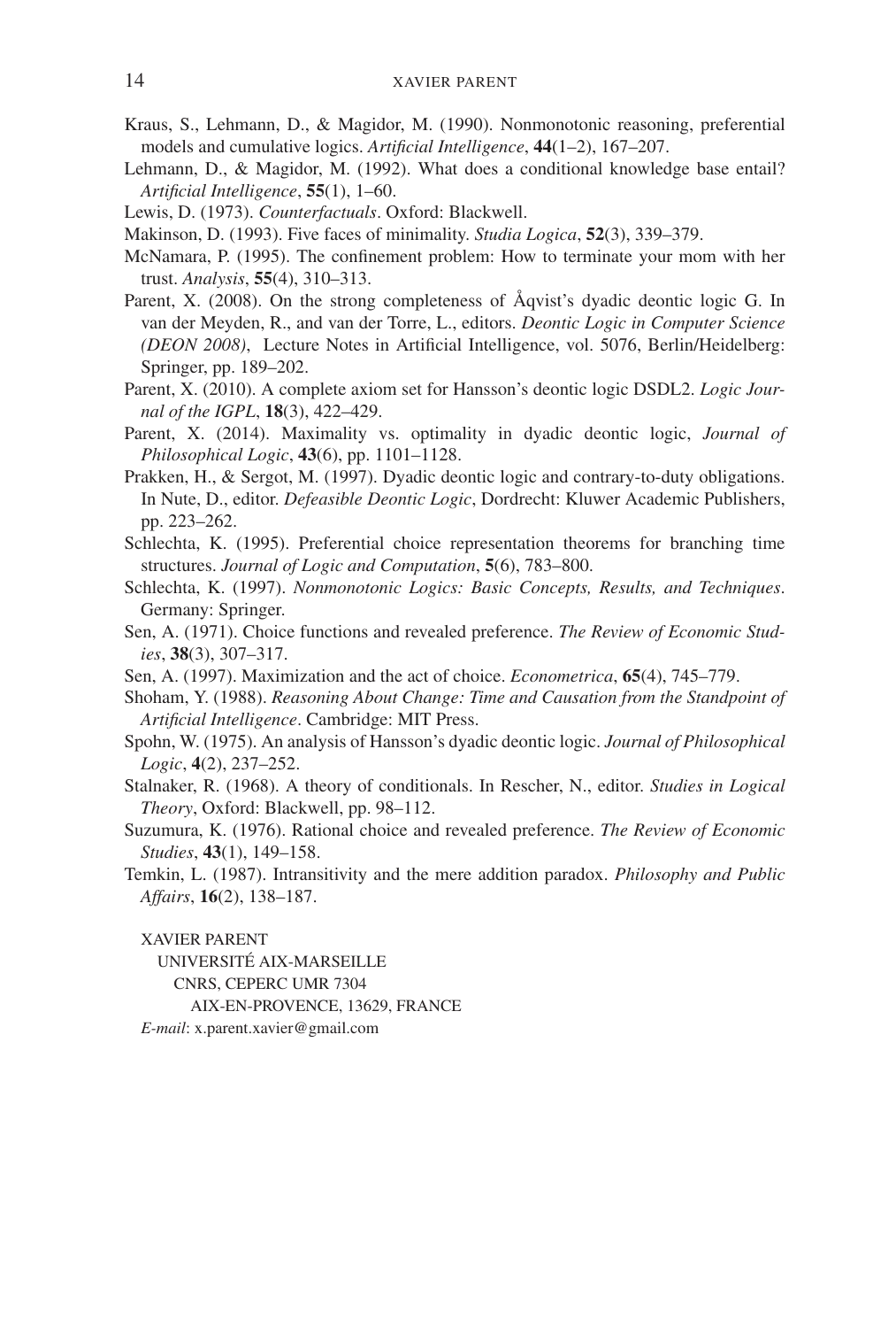Kraus, S., Lehmann, D., & Magidor, M. (1990). Nonmonotonic reasoning, preferential models and cumulative logics. *Artificial Intelligence*, **44**(1–2), 167–207.

Lehmann, D., & Magidor, M. (1992). What does a conditional knowledge base entail? *Artificial Intelligence*, **55**(1), 1–60.

Lewis, D. (1973). *Counterfactuals*. Oxford: Blackwell.

Makinson, D. (1993). Five faces of minimality. *Studia Logica*, **52**(3), 339–379.

McNamara, P. (1995). The confinement problem: How to terminate your mom with her trust. *Analysis*, **55**(4), 310–313.

Parent, X. (2008). On the strong completeness of Åqvist's dyadic deontic logic G. In van der Meyden, R., and van der Torre, L., editors. *Deontic Logic in Computer Science (DEON 2008)*, Lecture Notes in Artificial Intelligence, vol. 5076, Berlin/Heidelberg: Springer, pp. 189–202.

Parent, X. (2010). A complete axiom set for Hansson's deontic logic DSDL2. *Logic Journal of the IGPL*, **18**(3), 422–429.

Parent, X. (2014). Maximality vs. optimality in dyadic deontic logic, *Journal of Philosophical Logic*, **43**(6), pp. 1101–1128.

Prakken, H., & Sergot, M. (1997). Dyadic deontic logic and contrary-to-duty obligations. In Nute, D., editor. *Defeasible Deontic Logic*, Dordrecht: Kluwer Academic Publishers, pp. 223–262.

Schlechta, K. (1995). Preferential choice representation theorems for branching time structures. *Journal of Logic and Computation*, **5**(6), 783–800.

Schlechta, K. (1997). *Nonmonotonic Logics: Basic Concepts, Results, and Techniques*. Germany: Springer.

Sen, A. (1971). Choice functions and revealed preference. *The Review of Economic Studies*, **38**(3), 307–317.

Sen, A. (1997). Maximization and the act of choice. *Econometrica*, **65**(4), 745–779.

Shoham, Y. (1988). *Reasoning About Change: Time and Causation from the Standpoint of Artificial Intelligence*. Cambridge: MIT Press.

Spohn, W. (1975). An analysis of Hansson's dyadic deontic logic. *Journal of Philosophical Logic*, **4**(2), 237–252.

Stalnaker, R. (1968). A theory of conditionals. In Rescher, N., editor. *Studies in Logical Theory*, Oxford: Blackwell, pp. 98–112.

Suzumura, K. (1976). Rational choice and revealed preference. *The Review of Economic Studies*, **43**(1), 149–158.

Temkin, L. (1987). Intransitivity and the mere addition paradox. *Philosophy and Public Affairs*, **16**(2), 138–187.

XAVIER PARENT
UNIVERSITÉ AIX-MARSEILLE
CNRS, CEPERC UMR 7304
AIX-EN-PROVENCE, 13629, FRANCE
*E-mail*: x.parent.xavier@gmail.com